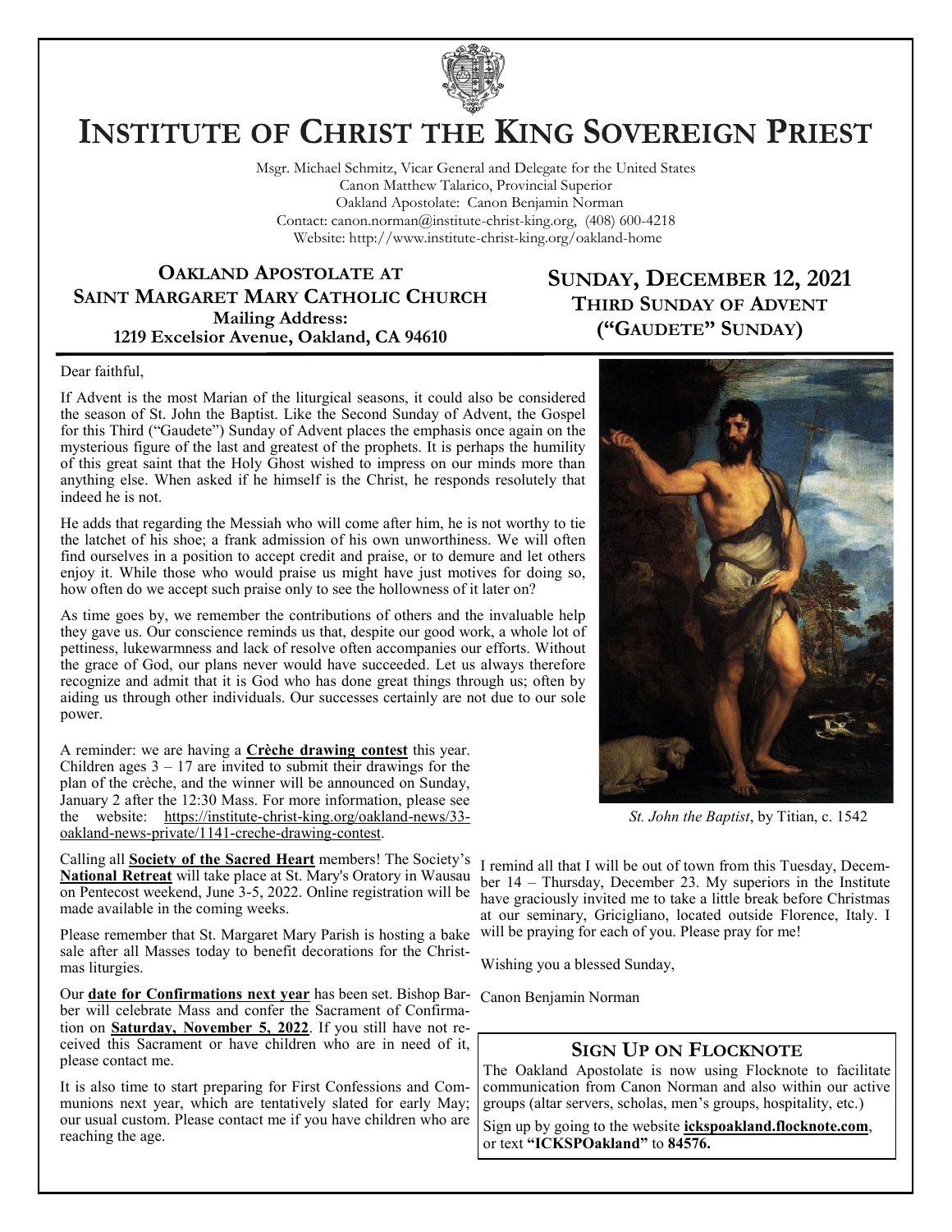# INSTITUTE OF CHRIST THE KING SOVEREIGN PRIEST

Msgr. Michael Schmitz, Vicar General and Delegate for the United States
Canon Matthew Talarico, Provincial Superior
Oakland Apostolate: Canon Benjamin Norman
Contact: canon.norman@institute-christ-king.org, (408) 600-4218
Website: http://www.institute-christ-king.org/oakland-home

## OAKLAND APOSTOLATE AT SAINT MARGARET MARY CATHOLIC CHURCH

**Mailing Address:**
**1219 Excelsior Avenue, Oakland, CA 94610**

## SUNDAY, DECEMBER 12, 2021
### THIRD SUNDAY OF ADVENT ("GAUDETE" SUNDAY)

Dear faithful,

If Advent is the most Marian of the liturgical seasons, it could also be considered the season of St. John the Baptist. Like the Second Sunday of Advent, the Gospel for this Third ("Gaudete") Sunday of Advent places the emphasis once again on the mysterious figure of the last and greatest of the prophets. It is perhaps the humility of this great saint that the Holy Ghost wished to impress on our minds more than anything else. When asked if he himself is the Christ, he responds resolutely that indeed he is not.

He adds that regarding the Messiah who will come after him, he is not worthy to tie the latchet of his shoe; a frank admission of his own unworthiness. We will often find ourselves in a position to accept credit and praise, or to demure and let others enjoy it. While those who would praise us might have just motives for doing so, how often do we accept such praise only to see the hollowness of it later on?

As time goes by, we remember the contributions of others and the invaluable help they gave us. Our conscience reminds us that, despite our good work, a whole lot of pettiness, lukewarmness and lack of resolve often accompanies our efforts. Without the grace of God, our plans never would have succeeded. Let us always therefore recognize and admit that it is God who has done great things through us; often by aiding us through other individuals. Our successes certainly are not due to our sole power.

*St. John the Baptist*, by Titian, c. 1542

A reminder: we are having a **Crèche drawing contest** this year. Children ages 3 – 17 are invited to submit their drawings for the plan of the crèche, and the winner will be announced on Sunday, January 2 after the 12:30 Mass. For more information, please see the website: https://institute-christ-king.org/oakland-news/33-oakland-news-private/1141-creche-drawing-contest.

Calling all **Society of the Sacred Heart** members! The Society's **National Retreat** will take place at St. Mary's Oratory in Wausau on Pentecost weekend, June 3-5, 2022. Online registration will be made available in the coming weeks.

Please remember that St. Margaret Mary Parish is hosting a bake sale after all Masses today to benefit decorations for the Christmas liturgies.

Our **date for Confirmations next year** has been set. Bishop Barber will celebrate Mass and confer the Sacrament of Confirmation on **Saturday, November 5, 2022**. If you still have not received this Sacrament or have children who are in need of it, please contact me.

It is also time to start preparing for First Confessions and Communions next year, which are tentatively slated for early May; our usual custom. Please contact me if you have children who are reaching the age.

I remind all that I will be out of town from this Tuesday, December 14 – Thursday, December 23. My superiors in the Institute have graciously invited me to take a little break before Christmas at our seminary, Gricigliano, located outside Florence, Italy. I will be praying for each of you. Please pray for me!

Wishing you a blessed Sunday,

Canon Benjamin Norman

### SIGN UP ON FLOCKNOTE

The Oakland Apostolate is now using Flocknote to facilitate communication from Canon Norman and also within our active groups (altar servers, scholas, men's groups, hospitality, etc.)

Sign up by going to the website **ickspoakland.flocknote.com**, or text **"ICKSPOakland"** to **84576.**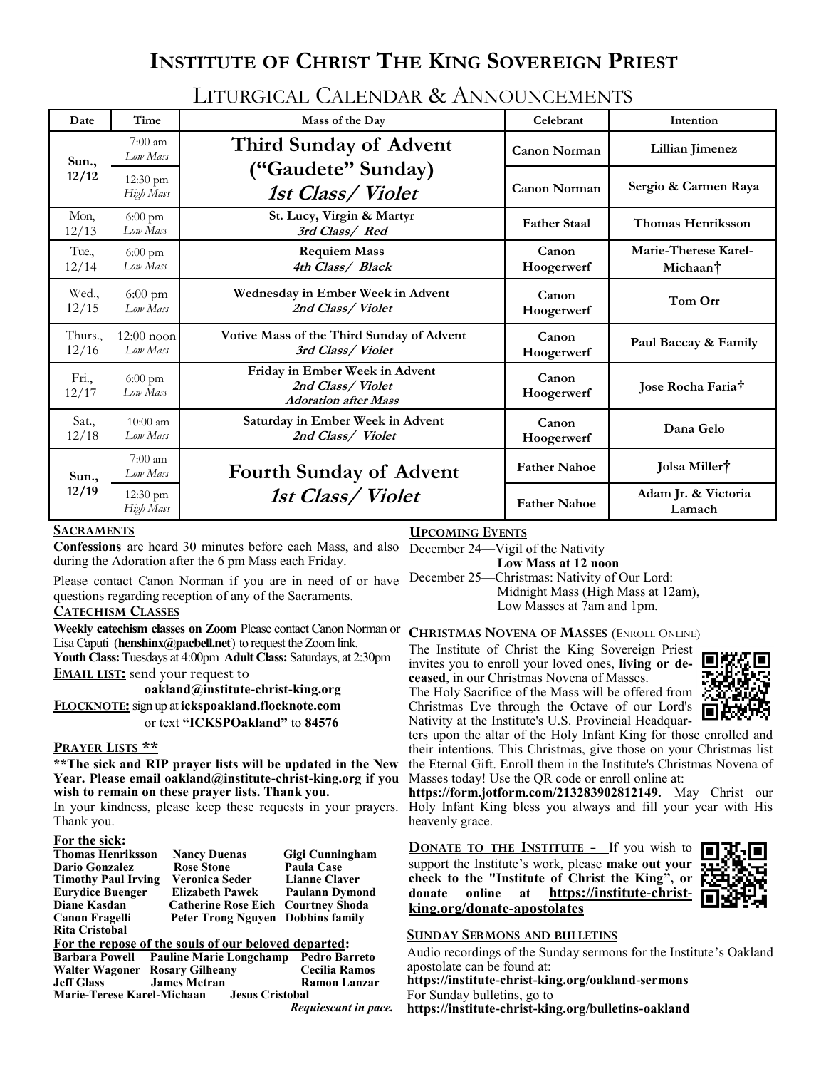# Institute of Christ The King Sovereign Priest

## Liturgical Calendar & Announcements

| Date | Time | Mass of the Day | Celebrant | Intention |
|---|---|---|---|---|
| **Sun., 12/12** | 7:00 am *Low Mass* | **Third Sunday of Advent ("Gaudete" Sunday) *1st Class/ Violet*** | **Canon Norman** | **Lillian Jimenez** |
| | 12:30 pm *High Mass* | | **Canon Norman** | **Sergio & Carmen Raya** |
| Mon, 12/13 | 6:00 pm *Low Mass* | **St. Lucy, Virgin & Martyr** ***3rd Class/ Red*** | **Father Staal** | **Thomas Henriksson** |
| Tue., 12/14 | 6:00 pm *Low Mass* | **Requiem Mass** ***4th Class/ Black*** | **Canon Hoogerwerf** | **Marie-Therese Karel-Michaan†** |
| Wed., 12/15 | 6:00 pm *Low Mass* | **Wednesday in Ember Week in Advent** ***2nd Class/ Violet*** | **Canon Hoogerwerf** | **Tom Orr** |
| Thurs., 12/16 | 12:00 noon *Low Mass* | **Votive Mass of the Third Sunday of Advent** ***3rd Class/ Violet*** | **Canon Hoogerwerf** | **Paul Baccay & Family** |
| Fri., 12/17 | 6:00 pm *Low Mass* | **Friday in Ember Week in Advent** ***2nd Class/ Violet*** ***Adoration after Mass*** | **Canon Hoogerwerf** | **Jose Rocha Faria†** |
| Sat., 12/18 | 10:00 am *Low Mass* | **Saturday in Ember Week in Advent** ***2nd Class/ Violet*** | **Canon Hoogerwerf** | **Dana Gelo** |
| **Sun., 12/19** | 7:00 am *Low Mass* | **Fourth Sunday of Advent *1st Class/ Violet*** | **Father Nahoe** | **Jolsa Miller†** |
| | 12:30 pm *High Mass* | | **Father Nahoe** | **Adam Jr. & Victoria Lamach** |

### Sacraments

**Confessions** are heard 30 minutes before each Mass, and also during the Adoration after the 6 pm Mass each Friday.

Please contact Canon Norman if you are in need of or have questions regarding reception of any of the Sacraments.

### Catechism Classes

**Weekly catechism classes on Zoom** Please contact Canon Norman or Lisa Caputi (**henshinx@pacbell.net**) to request the Zoom link.
**Youth Class:** Tuesdays at 4:00pm **Adult Class:** Saturdays, at 2:30pm

**Email list:** send your request to **oakland@institute-christ-king.org**

**Flocknote:** sign up at **ickspoakland.flocknote.com** or text **"ICKSPOakland"** to **84576**

### Prayer Lists **

****The sick and RIP prayer lists will be updated in the New Year. Please email oakland@institute-christ-king.org if you wish to remain on these prayer lists. Thank you.**

In your kindness, please keep these requests in your prayers. Thank you.

**For the sick:**

**Thomas Henriksson, Nancy Duenas, Gigi Cunningham, Dario Gonzalez, Rose Stone, Paula Case, Timothy Paul Irving, Veronica Seder, Lianne Claver, Eurydice Buenger, Elizabeth Pawek, Paulann Dymond, Diane Kasdan, Catherine Rose Eich, Courtney Shoda, Canon Fragelli, Peter Trong Nguyen, Dobbins family, Rita Cristobal**

**For the repose of the souls of our beloved departed:**

**Barbara Powell, Pauline Marie Longchamp, Pedro Barreto, Walter Wagoner, Rosary Gilheany, Cecilia Ramos, Jeff Glass, James Metran, Ramon Lanzar, Marie-Terese Karel-Michaan, Jesus Cristobal**

***Requiescant in pace.***

### Upcoming Events

December 24—Vigil of the Nativity
**Low Mass at 12 noon**

December 25—Christmas: Nativity of Our Lord:
Midnight Mass (High Mass at 12am),
Low Masses at 7am and 1pm.

### Christmas Novena of Masses (Enroll Online)

The Institute of Christ the King Sovereign Priest invites you to enroll your loved ones, **living or deceased**, in our Christmas Novena of Masses.
The Holy Sacrifice of the Mass will be offered from Christmas Eve through the Octave of our Lord's Nativity at the Institute's U.S. Provincial Headquarters upon the altar of the Holy Infant King for those enrolled and their intentions. This Christmas, give those on your Christmas list the Eternal Gift. Enroll them in the Institute's Christmas Novena of Masses today! Use the QR code or enroll online at: **https://form.jotform.com/213283902812149.** May Christ our Holy Infant King bless you always and fill your year with His heavenly grace.

**Donate to the Institute -** If you wish to support the Institute's work, please **make out your check to the "Institute of Christ the King", or donate online at https://institute-christ-king.org/donate-apostolates**

### Sunday Sermons and Bulletins

Audio recordings of the Sunday sermons for the Institute's Oakland apostolate can be found at:
**https://institute-christ-king.org/oakland-sermons**
For Sunday bulletins, go to
**https://institute-christ-king.org/bulletins-oakland**